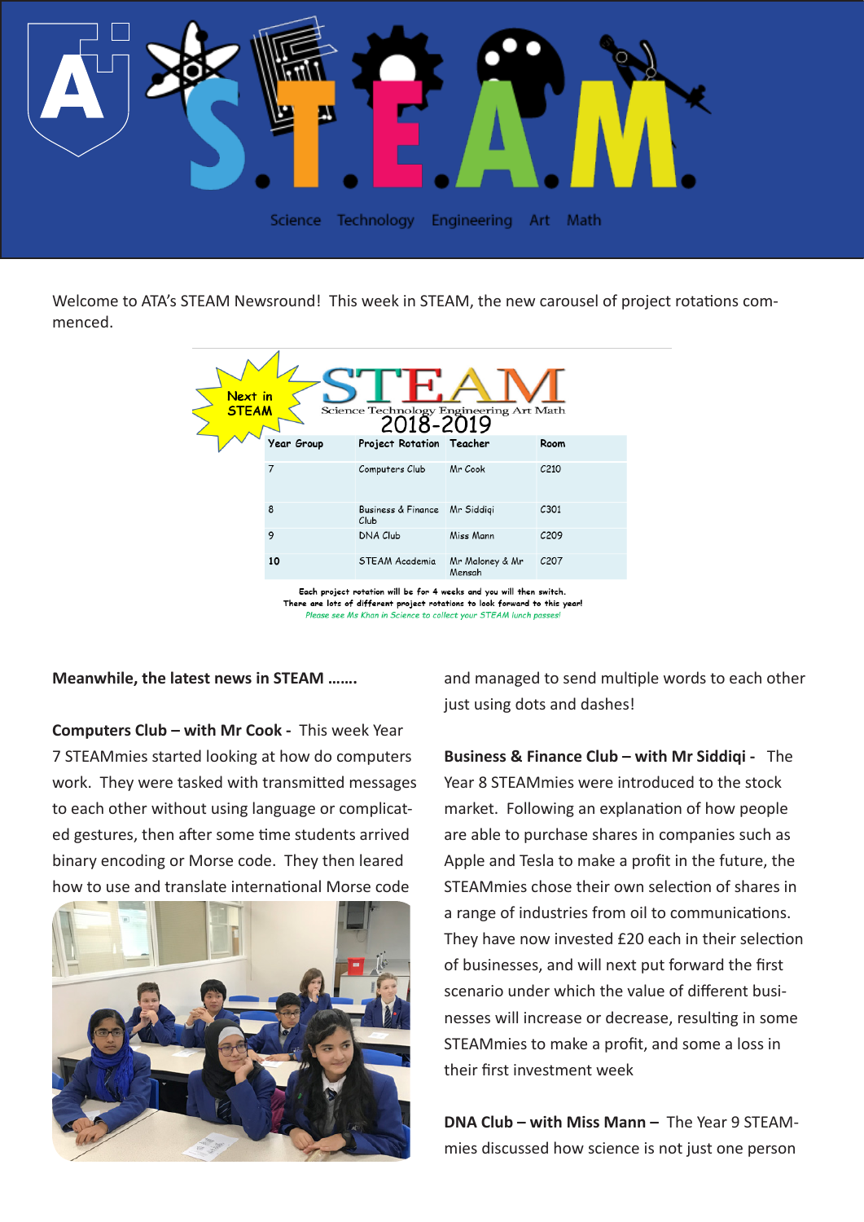# S.T.E.A.M.

Science Technology Engineering Art Math

Welcome to ATA's STEAM Newsround! This week in STEAM, the new carousel of project rotations commenced.

**Next in STEAM**

**STEAM** — Science Technology Engineering Art Math

**2018-2019**

| Year Group | Project Rotation | Teacher | Room |
|---|---|---|---|
| 7 | Computers Club | Mr Cook | C210 |
| 8 | Business & Finance Club | Mr Siddiqi | C301 |
| 9 | DNA Club | Miss Mann | C209 |
| 10 | STEAM Academia | Mr Maloney & Mr Mensah | C207 |

**Each project rotation will be for 4 weeks and you will then switch.**
**There are lots of different project rotations to look forward to this year!**
*Please see Ms Khan in Science to collect your STEAM lunch passes!*

**Meanwhile, the latest news in STEAM …….**

**Computers Club – with Mr Cook -** This week Year 7 STEAMmies started looking at how do computers work. They were tasked with transmitted messages to each other without using language or complicated gestures, then after some time students arrived binary encoding or Morse code. They then leared how to use and translate international Morse code and managed to send multiple words to each other just using dots and dashes!

**Business & Finance Club – with Mr Siddiqi -** The Year 8 STEAMmies were introduced to the stock market. Following an explanation of how people are able to purchase shares in companies such as Apple and Tesla to make a profit in the future, the STEAMmies chose their own selection of shares in a range of industries from oil to communications. They have now invested £20 each in their selection of businesses, and will next put forward the first scenario under which the value of different businesses will increase or decrease, resulting in some STEAMmies to make a profit, and some a loss in their first investment week

**DNA Club – with Miss Mann –** The Year 9 STEAMmies discussed how science is not just one person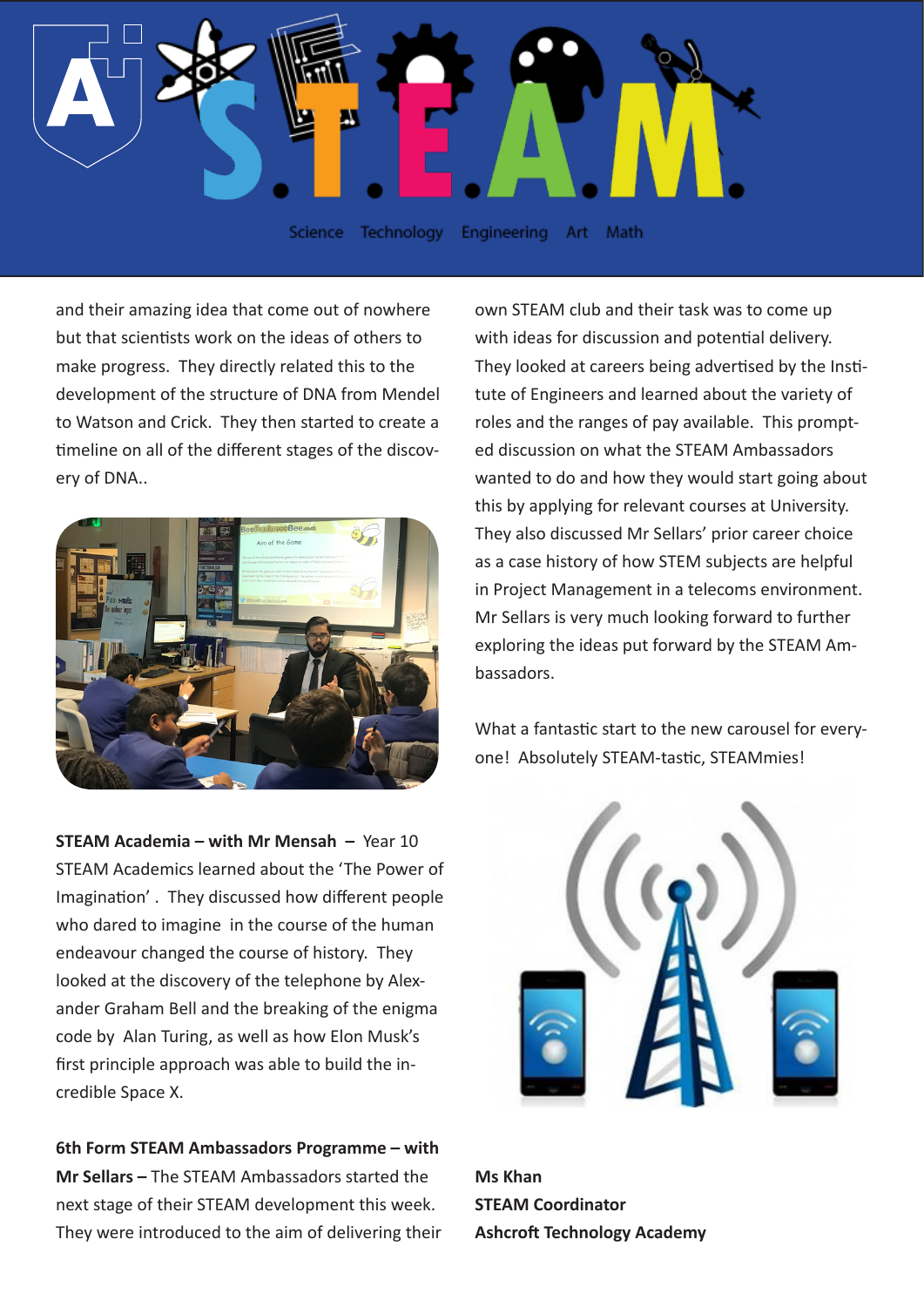and their amazing idea that come out of nowhere but that scientists work on the ideas of others to make progress. They directly related this to the development of the structure of DNA from Mendel to Watson and Crick. They then started to create a timeline on all of the different stages of the discovery of DNA..

**STEAM Academia – with Mr Mensah –** Year 10 STEAM Academics learned about the 'The Power of Imagination'. They discussed how different people who dared to imagine in the course of the human endeavour changed the course of history. They looked at the discovery of the telephone by Alexander Graham Bell and the breaking of the enigma code by Alan Turing, as well as how Elon Musk's first principle approach was able to build the incredible Space X.

**6th Form STEAM Ambassadors Programme – with Mr Sellars –** The STEAM Ambassadors started the next stage of their STEAM development this week. They were introduced to the aim of delivering their own STEAM club and their task was to come up with ideas for discussion and potential delivery. They looked at careers being advertised by the Institute of Engineers and learned about the variety of roles and the ranges of pay available. This prompted discussion on what the STEAM Ambassadors wanted to do and how they would start going about this by applying for relevant courses at University. They also discussed Mr Sellars' prior career choice as a case history of how STEM subjects are helpful in Project Management in a telecoms environment. Mr Sellars is very much looking forward to further exploring the ideas put forward by the STEAM Ambassadors.

What a fantastic start to the new carousel for everyone! Absolutely STEAM-tastic, STEAMmies!

**Ms Khan**
**STEAM Coordinator**
**Ashcroft Technology Academy**